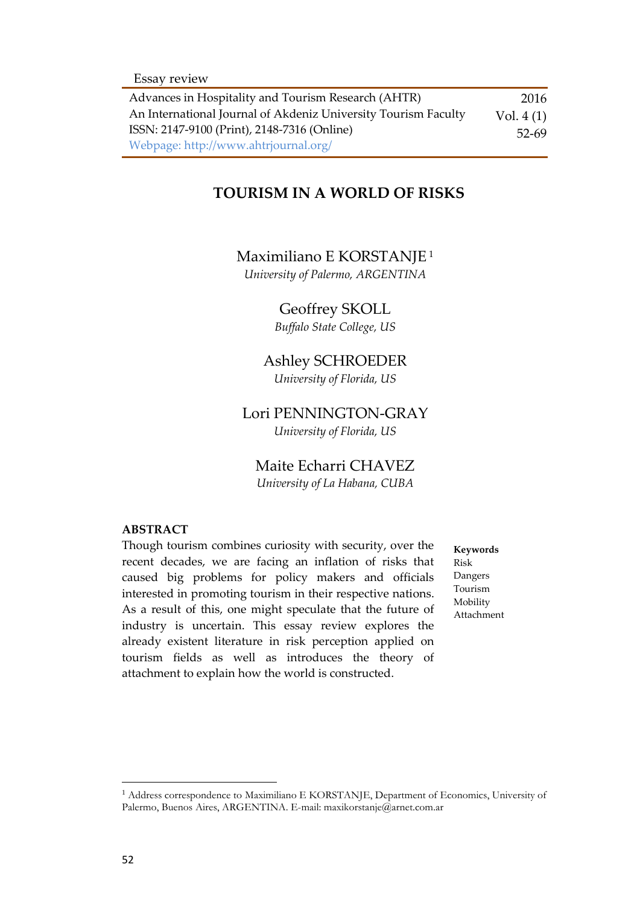Essay review

# TOURISM IN A WORLD OF RISKS

Maximiliano E KORSTANJE [1]
*University of Palermo, ARGENTINA*

Geoffrey SKOLL
*Buffalo State College, US*

Ashley SCHROEDER
*University of Florida, US*

Lori PENNINGTON-GRAY
*University of Florida, US*

Maite Echarri CHAVEZ
*University of La Habana, CUBA*

## ABSTRACT

Though tourism combines curiosity with security, over the recent decades, we are facing an inflation of risks that caused big problems for policy makers and officials interested in promoting tourism in their respective nations. As a result of this, one might speculate that the future of industry is uncertain. This essay review explores the already existent literature in risk perception applied on tourism fields as well as introduces the theory of attachment to explain how the world is constructed.

**Keywords**
Risk
Dangers
Tourism
Mobility
Attachment

[1] Address correspondence to Maximiliano E KORSTANJE, Department of Economics, University of Palermo, Buenos Aires, ARGENTINA. E-mail: maxikorstanje@arnet.com.ar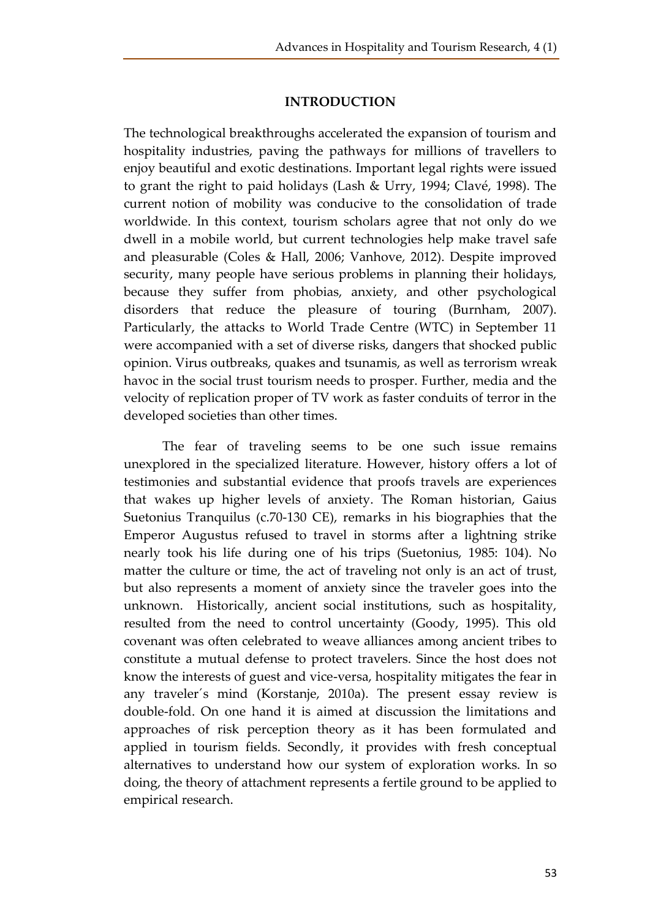## INTRODUCTION

The technological breakthroughs accelerated the expansion of tourism and hospitality industries, paving the pathways for millions of travellers to enjoy beautiful and exotic destinations. Important legal rights were issued to grant the right to paid holidays (Lash & Urry, 1994; Clavé, 1998). The current notion of mobility was conducive to the consolidation of trade worldwide. In this context, tourism scholars agree that not only do we dwell in a mobile world, but current technologies help make travel safe and pleasurable (Coles & Hall, 2006; Vanhove, 2012). Despite improved security, many people have serious problems in planning their holidays, because they suffer from phobias, anxiety, and other psychological disorders that reduce the pleasure of touring (Burnham, 2007). Particularly, the attacks to World Trade Centre (WTC) in September 11 were accompanied with a set of diverse risks, dangers that shocked public opinion. Virus outbreaks, quakes and tsunamis, as well as terrorism wreak havoc in the social trust tourism needs to prosper. Further, media and the velocity of replication proper of TV work as faster conduits of terror in the developed societies than other times.

The fear of traveling seems to be one such issue remains unexplored in the specialized literature. However, history offers a lot of testimonies and substantial evidence that proofs travels are experiences that wakes up higher levels of anxiety. The Roman historian, Gaius Suetonius Tranquilus (c.70-130 CE), remarks in his biographies that the Emperor Augustus refused to travel in storms after a lightning strike nearly took his life during one of his trips (Suetonius, 1985: 104). No matter the culture or time, the act of traveling not only is an act of trust, but also represents a moment of anxiety since the traveler goes into the unknown. Historically, ancient social institutions, such as hospitality, resulted from the need to control uncertainty (Goody, 1995). This old covenant was often celebrated to weave alliances among ancient tribes to constitute a mutual defense to protect travelers. Since the host does not know the interests of guest and vice-versa, hospitality mitigates the fear in any traveler´s mind (Korstanje, 2010a). The present essay review is double-fold. On one hand it is aimed at discussion the limitations and approaches of risk perception theory as it has been formulated and applied in tourism fields. Secondly, it provides with fresh conceptual alternatives to understand how our system of exploration works. In so doing, the theory of attachment represents a fertile ground to be applied to empirical research.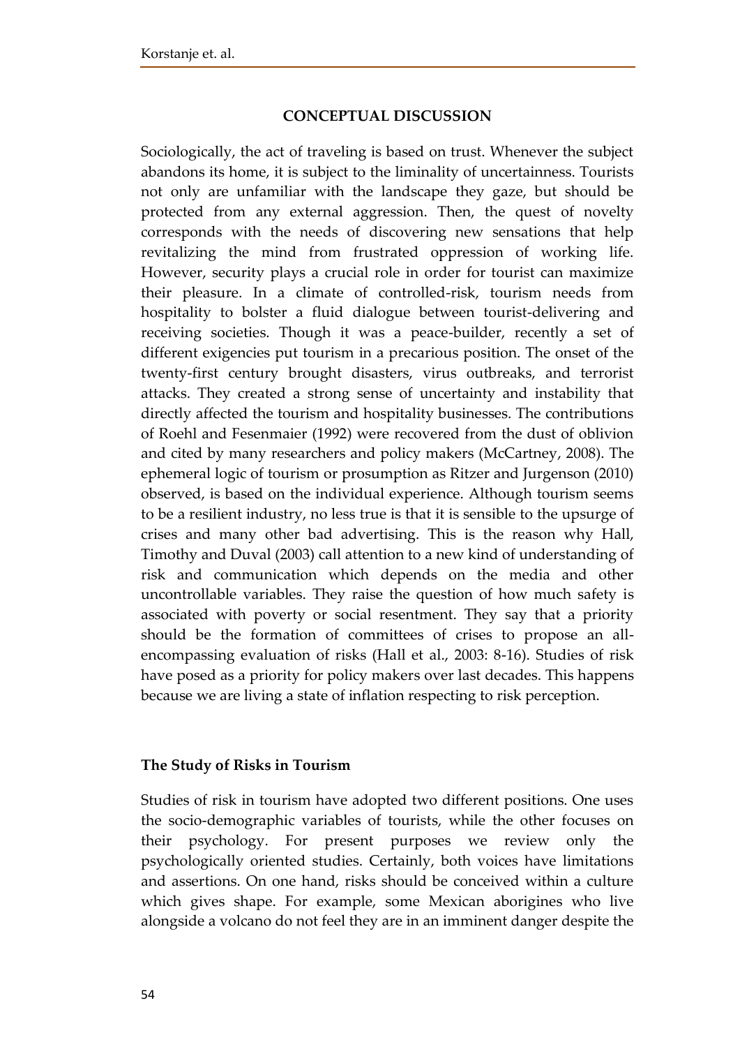## CONCEPTUAL DISCUSSION

Sociologically, the act of traveling is based on trust. Whenever the subject abandons its home, it is subject to the liminality of uncertainness. Tourists not only are unfamiliar with the landscape they gaze, but should be protected from any external aggression. Then, the quest of novelty corresponds with the needs of discovering new sensations that help revitalizing the mind from frustrated oppression of working life. However, security plays a crucial role in order for tourist can maximize their pleasure. In a climate of controlled-risk, tourism needs from hospitality to bolster a fluid dialogue between tourist-delivering and receiving societies. Though it was a peace-builder, recently a set of different exigencies put tourism in a precarious position. The onset of the twenty-first century brought disasters, virus outbreaks, and terrorist attacks. They created a strong sense of uncertainty and instability that directly affected the tourism and hospitality businesses. The contributions of Roehl and Fesenmaier (1992) were recovered from the dust of oblivion and cited by many researchers and policy makers (McCartney, 2008). The ephemeral logic of tourism or prosumption as Ritzer and Jurgenson (2010) observed, is based on the individual experience. Although tourism seems to be a resilient industry, no less true is that it is sensible to the upsurge of crises and many other bad advertising. This is the reason why Hall, Timothy and Duval (2003) call attention to a new kind of understanding of risk and communication which depends on the media and other uncontrollable variables. They raise the question of how much safety is associated with poverty or social resentment. They say that a priority should be the formation of committees of crises to propose an all-encompassing evaluation of risks (Hall et al., 2003: 8-16). Studies of risk have posed as a priority for policy makers over last decades. This happens because we are living a state of inflation respecting to risk perception.

### The Study of Risks in Tourism

Studies of risk in tourism have adopted two different positions. One uses the socio-demographic variables of tourists, while the other focuses on their psychology. For present purposes we review only the psychologically oriented studies. Certainly, both voices have limitations and assertions. On one hand, risks should be conceived within a culture which gives shape. For example, some Mexican aborigines who live alongside a volcano do not feel they are in an imminent danger despite the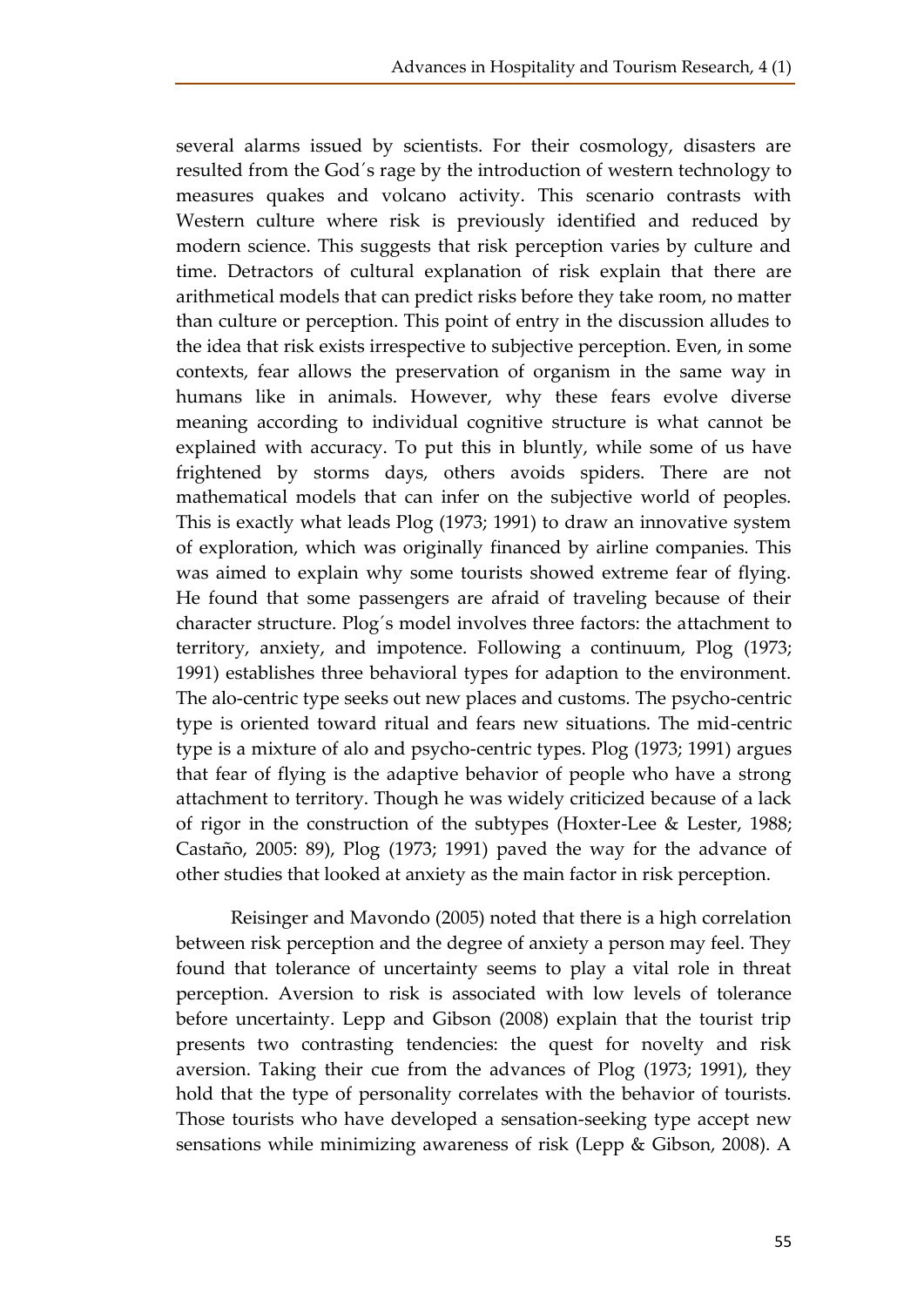several alarms issued by scientists. For their cosmology, disasters are resulted from the God´s rage by the introduction of western technology to measures quakes and volcano activity. This scenario contrasts with Western culture where risk is previously identified and reduced by modern science. This suggests that risk perception varies by culture and time. Detractors of cultural explanation of risk explain that there are arithmetical models that can predict risks before they take room, no matter than culture or perception. This point of entry in the discussion alludes to the idea that risk exists irrespective to subjective perception. Even, in some contexts, fear allows the preservation of organism in the same way in humans like in animals. However, why these fears evolve diverse meaning according to individual cognitive structure is what cannot be explained with accuracy. To put this in bluntly, while some of us have frightened by storms days, others avoids spiders. There are not mathematical models that can infer on the subjective world of peoples. This is exactly what leads Plog (1973; 1991) to draw an innovative system of exploration, which was originally financed by airline companies. This was aimed to explain why some tourists showed extreme fear of flying. He found that some passengers are afraid of traveling because of their character structure. Plog´s model involves three factors: the attachment to territory, anxiety, and impotence. Following a continuum, Plog (1973; 1991) establishes three behavioral types for adaption to the environment. The alo-centric type seeks out new places and customs. The psycho-centric type is oriented toward ritual and fears new situations. The mid-centric type is a mixture of alo and psycho-centric types. Plog (1973; 1991) argues that fear of flying is the adaptive behavior of people who have a strong attachment to territory. Though he was widely criticized because of a lack of rigor in the construction of the subtypes (Hoxter-Lee & Lester, 1988; Castaño, 2005: 89), Plog (1973; 1991) paved the way for the advance of other studies that looked at anxiety as the main factor in risk perception.

Reisinger and Mavondo (2005) noted that there is a high correlation between risk perception and the degree of anxiety a person may feel. They found that tolerance of uncertainty seems to play a vital role in threat perception. Aversion to risk is associated with low levels of tolerance before uncertainty. Lepp and Gibson (2008) explain that the tourist trip presents two contrasting tendencies: the quest for novelty and risk aversion. Taking their cue from the advances of Plog (1973; 1991), they hold that the type of personality correlates with the behavior of tourists. Those tourists who have developed a sensation-seeking type accept new sensations while minimizing awareness of risk (Lepp & Gibson, 2008). A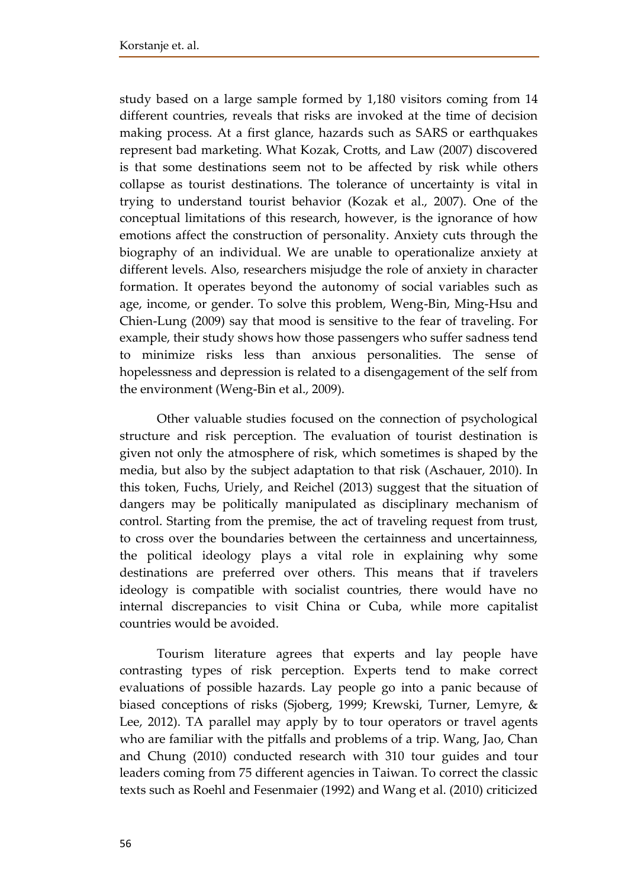study based on a large sample formed by 1,180 visitors coming from 14 different countries, reveals that risks are invoked at the time of decision making process. At a first glance, hazards such as SARS or earthquakes represent bad marketing. What Kozak, Crotts, and Law (2007) discovered is that some destinations seem not to be affected by risk while others collapse as tourist destinations. The tolerance of uncertainty is vital in trying to understand tourist behavior (Kozak et al., 2007). One of the conceptual limitations of this research, however, is the ignorance of how emotions affect the construction of personality. Anxiety cuts through the biography of an individual. We are unable to operationalize anxiety at different levels. Also, researchers misjudge the role of anxiety in character formation. It operates beyond the autonomy of social variables such as age, income, or gender. To solve this problem, Weng-Bin, Ming-Hsu and Chien-Lung (2009) say that mood is sensitive to the fear of traveling. For example, their study shows how those passengers who suffer sadness tend to minimize risks less than anxious personalities. The sense of hopelessness and depression is related to a disengagement of the self from the environment (Weng-Bin et al., 2009).

Other valuable studies focused on the connection of psychological structure and risk perception. The evaluation of tourist destination is given not only the atmosphere of risk, which sometimes is shaped by the media, but also by the subject adaptation to that risk (Aschauer, 2010). In this token, Fuchs, Uriely, and Reichel (2013) suggest that the situation of dangers may be politically manipulated as disciplinary mechanism of control. Starting from the premise, the act of traveling request from trust, to cross over the boundaries between the certainness and uncertainness, the political ideology plays a vital role in explaining why some destinations are preferred over others. This means that if travelers ideology is compatible with socialist countries, there would have no internal discrepancies to visit China or Cuba, while more capitalist countries would be avoided.

Tourism literature agrees that experts and lay people have contrasting types of risk perception. Experts tend to make correct evaluations of possible hazards. Lay people go into a panic because of biased conceptions of risks (Sjoberg, 1999; Krewski, Turner, Lemyre, & Lee, 2012). TA parallel may apply by to tour operators or travel agents who are familiar with the pitfalls and problems of a trip. Wang, Jao, Chan and Chung (2010) conducted research with 310 tour guides and tour leaders coming from 75 different agencies in Taiwan. To correct the classic texts such as Roehl and Fesenmaier (1992) and Wang et al. (2010) criticized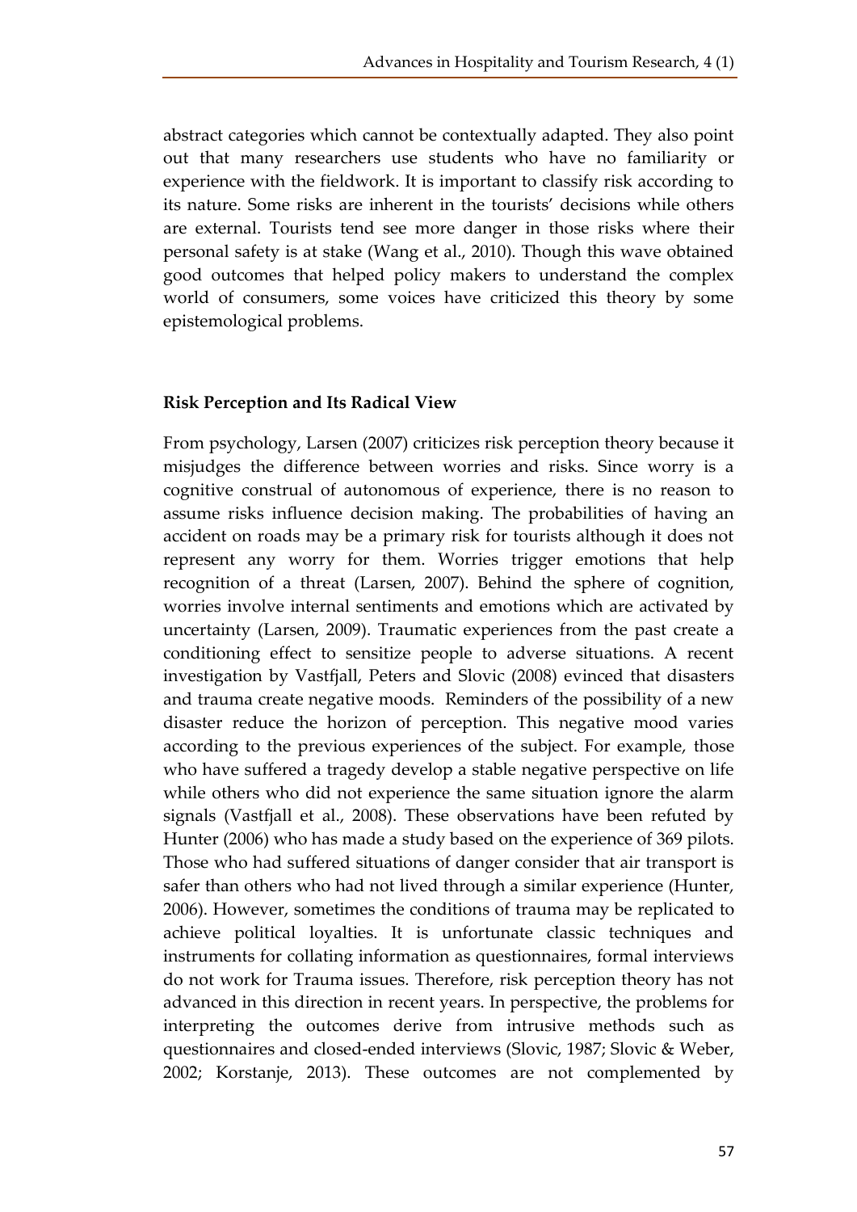abstract categories which cannot be contextually adapted. They also point out that many researchers use students who have no familiarity or experience with the fieldwork. It is important to classify risk according to its nature. Some risks are inherent in the tourists' decisions while others are external. Tourists tend see more danger in those risks where their personal safety is at stake (Wang et al., 2010). Though this wave obtained good outcomes that helped policy makers to understand the complex world of consumers, some voices have criticized this theory by some epistemological problems.

## Risk Perception and Its Radical View

From psychology, Larsen (2007) criticizes risk perception theory because it misjudges the difference between worries and risks. Since worry is a cognitive construal of autonomous of experience, there is no reason to assume risks influence decision making. The probabilities of having an accident on roads may be a primary risk for tourists although it does not represent any worry for them. Worries trigger emotions that help recognition of a threat (Larsen, 2007). Behind the sphere of cognition, worries involve internal sentiments and emotions which are activated by uncertainty (Larsen, 2009). Traumatic experiences from the past create a conditioning effect to sensitize people to adverse situations. A recent investigation by Vastfjall, Peters and Slovic (2008) evinced that disasters and trauma create negative moods. Reminders of the possibility of a new disaster reduce the horizon of perception. This negative mood varies according to the previous experiences of the subject. For example, those who have suffered a tragedy develop a stable negative perspective on life while others who did not experience the same situation ignore the alarm signals (Vastfjall et al., 2008). These observations have been refuted by Hunter (2006) who has made a study based on the experience of 369 pilots. Those who had suffered situations of danger consider that air transport is safer than others who had not lived through a similar experience (Hunter, 2006). However, sometimes the conditions of trauma may be replicated to achieve political loyalties. It is unfortunate classic techniques and instruments for collating information as questionnaires, formal interviews do not work for Trauma issues. Therefore, risk perception theory has not advanced in this direction in recent years. In perspective, the problems for interpreting the outcomes derive from intrusive methods such as questionnaires and closed-ended interviews (Slovic, 1987; Slovic & Weber, 2002; Korstanje, 2013). These outcomes are not complemented by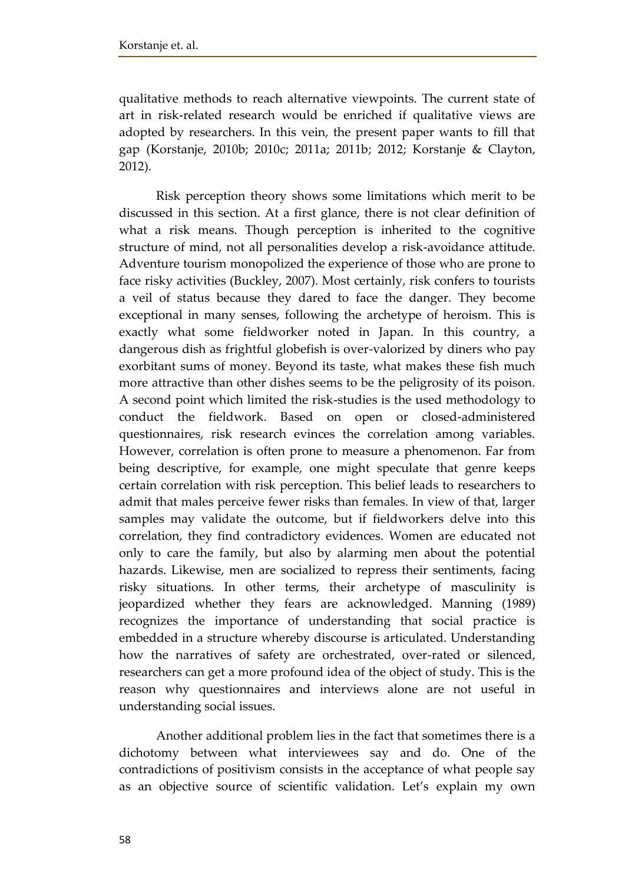qualitative methods to reach alternative viewpoints. The current state of art in risk-related research would be enriched if qualitative views are adopted by researchers. In this vein, the present paper wants to fill that gap (Korstanje, 2010b; 2010c; 2011a; 2011b; 2012; Korstanje & Clayton, 2012).

Risk perception theory shows some limitations which merit to be discussed in this section. At a first glance, there is not clear definition of what a risk means. Though perception is inherited to the cognitive structure of mind, not all personalities develop a risk-avoidance attitude. Adventure tourism monopolized the experience of those who are prone to face risky activities (Buckley, 2007). Most certainly, risk confers to tourists a veil of status because they dared to face the danger. They become exceptional in many senses, following the archetype of heroism. This is exactly what some fieldworker noted in Japan. In this country, a dangerous dish as frightful globefish is over-valorized by diners who pay exorbitant sums of money. Beyond its taste, what makes these fish much more attractive than other dishes seems to be the peligrosity of its poison. A second point which limited the risk-studies is the used methodology to conduct the fieldwork. Based on open or closed-administered questionnaires, risk research evinces the correlation among variables. However, correlation is often prone to measure a phenomenon. Far from being descriptive, for example, one might speculate that genre keeps certain correlation with risk perception. This belief leads to researchers to admit that males perceive fewer risks than females. In view of that, larger samples may validate the outcome, but if fieldworkers delve into this correlation, they find contradictory evidences. Women are educated not only to care the family, but also by alarming men about the potential hazards. Likewise, men are socialized to repress their sentiments, facing risky situations. In other terms, their archetype of masculinity is jeopardized whether they fears are acknowledged. Manning (1989) recognizes the importance of understanding that social practice is embedded in a structure whereby discourse is articulated. Understanding how the narratives of safety are orchestrated, over-rated or silenced, researchers can get a more profound idea of the object of study. This is the reason why questionnaires and interviews alone are not useful in understanding social issues.

Another additional problem lies in the fact that sometimes there is a dichotomy between what interviewees say and do. One of the contradictions of positivism consists in the acceptance of what people say as an objective source of scientific validation. Let's explain my own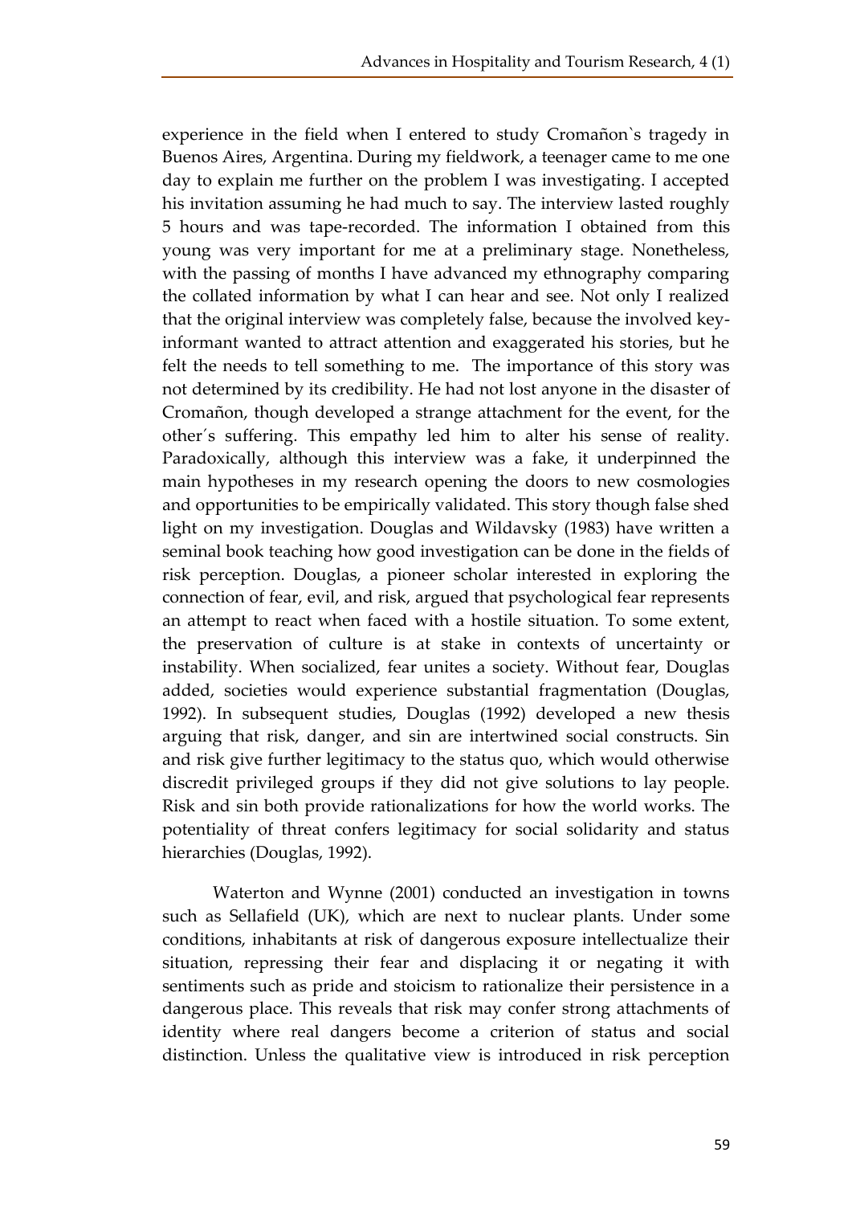experience in the field when I entered to study Cromañon`s tragedy in Buenos Aires, Argentina. During my fieldwork, a teenager came to me one day to explain me further on the problem I was investigating. I accepted his invitation assuming he had much to say. The interview lasted roughly 5 hours and was tape-recorded. The information I obtained from this young was very important for me at a preliminary stage. Nonetheless, with the passing of months I have advanced my ethnography comparing the collated information by what I can hear and see. Not only I realized that the original interview was completely false, because the involved key-informant wanted to attract attention and exaggerated his stories, but he felt the needs to tell something to me. The importance of this story was not determined by its credibility. He had not lost anyone in the disaster of Cromañon, though developed a strange attachment for the event, for the other´s suffering. This empathy led him to alter his sense of reality. Paradoxically, although this interview was a fake, it underpinned the main hypotheses in my research opening the doors to new cosmologies and opportunities to be empirically validated. This story though false shed light on my investigation. Douglas and Wildavsky (1983) have written a seminal book teaching how good investigation can be done in the fields of risk perception. Douglas, a pioneer scholar interested in exploring the connection of fear, evil, and risk, argued that psychological fear represents an attempt to react when faced with a hostile situation. To some extent, the preservation of culture is at stake in contexts of uncertainty or instability. When socialized, fear unites a society. Without fear, Douglas added, societies would experience substantial fragmentation (Douglas, 1992). In subsequent studies, Douglas (1992) developed a new thesis arguing that risk, danger, and sin are intertwined social constructs. Sin and risk give further legitimacy to the status quo, which would otherwise discredit privileged groups if they did not give solutions to lay people. Risk and sin both provide rationalizations for how the world works. The potentiality of threat confers legitimacy for social solidarity and status hierarchies (Douglas, 1992).

Waterton and Wynne (2001) conducted an investigation in towns such as Sellafield (UK), which are next to nuclear plants. Under some conditions, inhabitants at risk of dangerous exposure intellectualize their situation, repressing their fear and displacing it or negating it with sentiments such as pride and stoicism to rationalize their persistence in a dangerous place. This reveals that risk may confer strong attachments of identity where real dangers become a criterion of status and social distinction. Unless the qualitative view is introduced in risk perception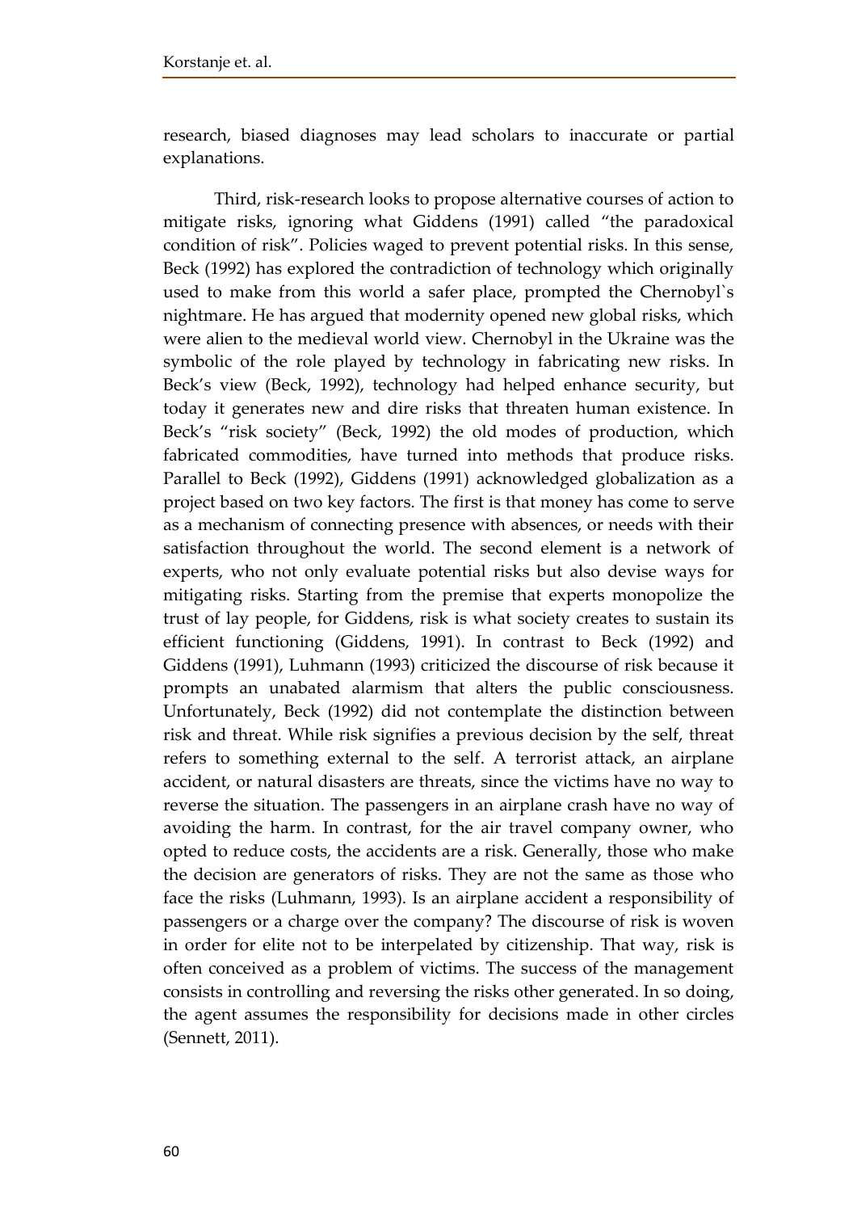research, biased diagnoses may lead scholars to inaccurate or partial explanations.

Third, risk-research looks to propose alternative courses of action to mitigate risks, ignoring what Giddens (1991) called "the paradoxical condition of risk". Policies waged to prevent potential risks. In this sense, Beck (1992) has explored the contradiction of technology which originally used to make from this world a safer place, prompted the Chernobyl`s nightmare. He has argued that modernity opened new global risks, which were alien to the medieval world view. Chernobyl in the Ukraine was the symbolic of the role played by technology in fabricating new risks. In Beck's view (Beck, 1992), technology had helped enhance security, but today it generates new and dire risks that threaten human existence. In Beck's "risk society" (Beck, 1992) the old modes of production, which fabricated commodities, have turned into methods that produce risks. Parallel to Beck (1992), Giddens (1991) acknowledged globalization as a project based on two key factors. The first is that money has come to serve as a mechanism of connecting presence with absences, or needs with their satisfaction throughout the world. The second element is a network of experts, who not only evaluate potential risks but also devise ways for mitigating risks. Starting from the premise that experts monopolize the trust of lay people, for Giddens, risk is what society creates to sustain its efficient functioning (Giddens, 1991). In contrast to Beck (1992) and Giddens (1991), Luhmann (1993) criticized the discourse of risk because it prompts an unabated alarmism that alters the public consciousness. Unfortunately, Beck (1992) did not contemplate the distinction between risk and threat. While risk signifies a previous decision by the self, threat refers to something external to the self. A terrorist attack, an airplane accident, or natural disasters are threats, since the victims have no way to reverse the situation. The passengers in an airplane crash have no way of avoiding the harm. In contrast, for the air travel company owner, who opted to reduce costs, the accidents are a risk. Generally, those who make the decision are generators of risks. They are not the same as those who face the risks (Luhmann, 1993). Is an airplane accident a responsibility of passengers or a charge over the company? The discourse of risk is woven in order for elite not to be interpelated by citizenship. That way, risk is often conceived as a problem of victims. The success of the management consists in controlling and reversing the risks other generated. In so doing, the agent assumes the responsibility for decisions made in other circles (Sennett, 2011).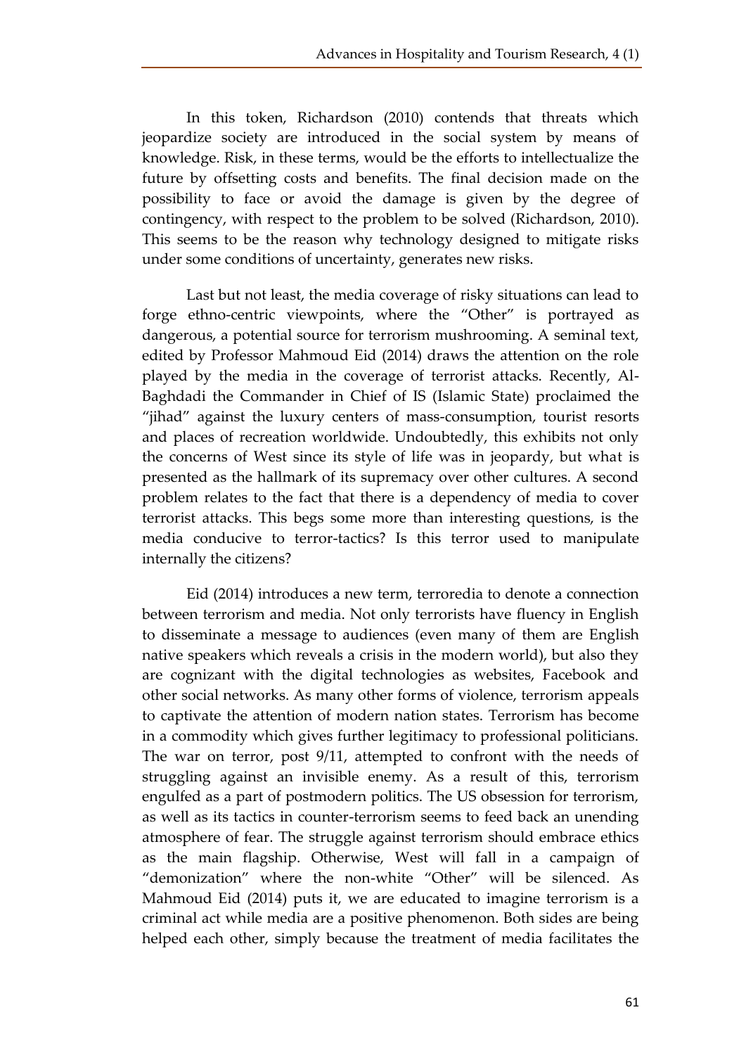In this token, Richardson (2010) contends that threats which jeopardize society are introduced in the social system by means of knowledge. Risk, in these terms, would be the efforts to intellectualize the future by offsetting costs and benefits. The final decision made on the possibility to face or avoid the damage is given by the degree of contingency, with respect to the problem to be solved (Richardson, 2010). This seems to be the reason why technology designed to mitigate risks under some conditions of uncertainty, generates new risks.

Last but not least, the media coverage of risky situations can lead to forge ethno-centric viewpoints, where the "Other" is portrayed as dangerous, a potential source for terrorism mushrooming. A seminal text, edited by Professor Mahmoud Eid (2014) draws the attention on the role played by the media in the coverage of terrorist attacks. Recently, Al-Baghdadi the Commander in Chief of IS (Islamic State) proclaimed the "jihad" against the luxury centers of mass-consumption, tourist resorts and places of recreation worldwide. Undoubtedly, this exhibits not only the concerns of West since its style of life was in jeopardy, but what is presented as the hallmark of its supremacy over other cultures. A second problem relates to the fact that there is a dependency of media to cover terrorist attacks. This begs some more than interesting questions, is the media conducive to terror-tactics? Is this terror used to manipulate internally the citizens?

Eid (2014) introduces a new term, terroredia to denote a connection between terrorism and media. Not only terrorists have fluency in English to disseminate a message to audiences (even many of them are English native speakers which reveals a crisis in the modern world), but also they are cognizant with the digital technologies as websites, Facebook and other social networks. As many other forms of violence, terrorism appeals to captivate the attention of modern nation states. Terrorism has become in a commodity which gives further legitimacy to professional politicians. The war on terror, post 9/11, attempted to confront with the needs of struggling against an invisible enemy. As a result of this, terrorism engulfed as a part of postmodern politics. The US obsession for terrorism, as well as its tactics in counter-terrorism seems to feed back an unending atmosphere of fear. The struggle against terrorism should embrace ethics as the main flagship. Otherwise, West will fall in a campaign of "demonization" where the non-white "Other" will be silenced. As Mahmoud Eid (2014) puts it, we are educated to imagine terrorism is a criminal act while media are a positive phenomenon. Both sides are being helped each other, simply because the treatment of media facilitates the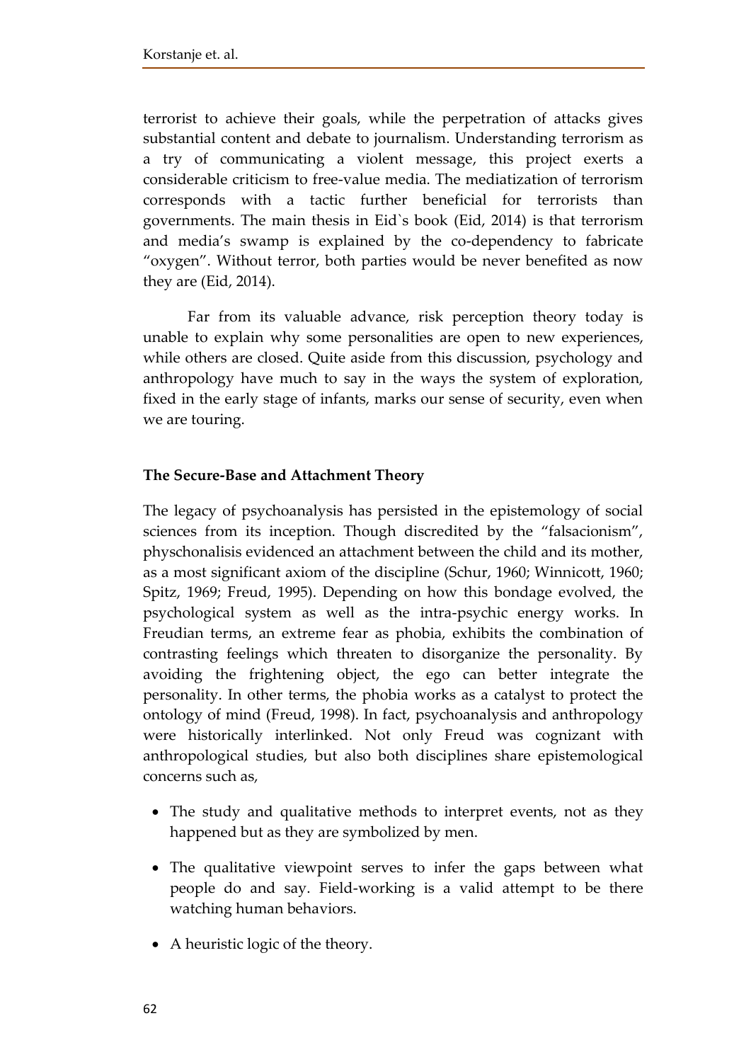terrorist to achieve their goals, while the perpetration of attacks gives substantial content and debate to journalism. Understanding terrorism as a try of communicating a violent message, this project exerts a considerable criticism to free-value media. The mediatization of terrorism corresponds with a tactic further beneficial for terrorists than governments. The main thesis in Eid`s book (Eid, 2014) is that terrorism and media's swamp is explained by the co-dependency to fabricate "oxygen". Without terror, both parties would be never benefited as now they are (Eid, 2014).

Far from its valuable advance, risk perception theory today is unable to explain why some personalities are open to new experiences, while others are closed. Quite aside from this discussion, psychology and anthropology have much to say in the ways the system of exploration, fixed in the early stage of infants, marks our sense of security, even when we are touring.

**The Secure-Base and Attachment Theory**

The legacy of psychoanalysis has persisted in the epistemology of social sciences from its inception. Though discredited by the "falsacionism", physchonalisis evidenced an attachment between the child and its mother, as a most significant axiom of the discipline (Schur, 1960; Winnicott, 1960; Spitz, 1969; Freud, 1995). Depending on how this bondage evolved, the psychological system as well as the intra-psychic energy works. In Freudian terms, an extreme fear as phobia, exhibits the combination of contrasting feelings which threaten to disorganize the personality. By avoiding the frightening object, the ego can better integrate the personality. In other terms, the phobia works as a catalyst to protect the ontology of mind (Freud, 1998). In fact, psychoanalysis and anthropology were historically interlinked. Not only Freud was cognizant with anthropological studies, but also both disciplines share epistemological concerns such as,

- The study and qualitative methods to interpret events, not as they happened but as they are symbolized by men.
- The qualitative viewpoint serves to infer the gaps between what people do and say. Field-working is a valid attempt to be there watching human behaviors.
- A heuristic logic of the theory.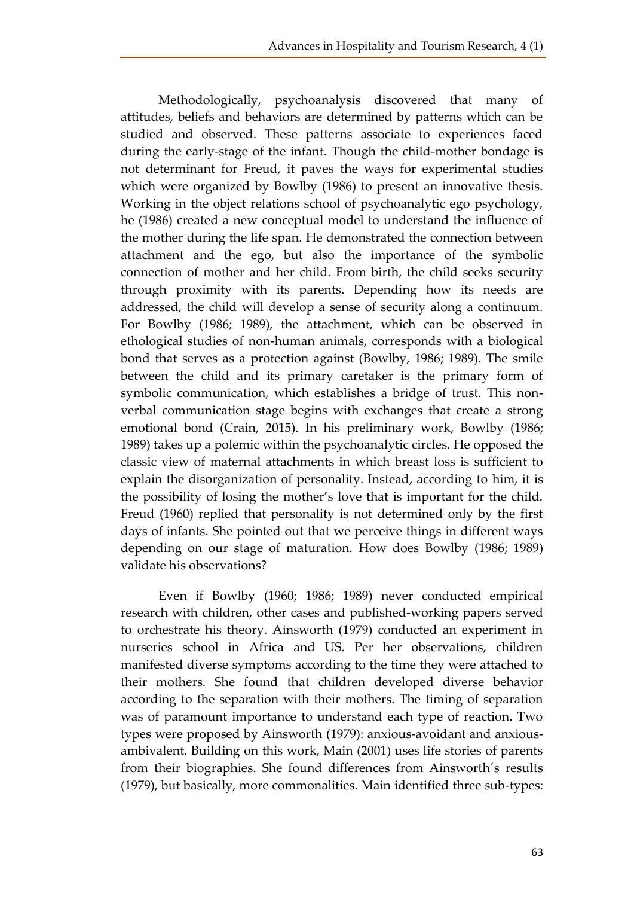Methodologically, psychoanalysis discovered that many of attitudes, beliefs and behaviors are determined by patterns which can be studied and observed. These patterns associate to experiences faced during the early-stage of the infant. Though the child-mother bondage is not determinant for Freud, it paves the ways for experimental studies which were organized by Bowlby (1986) to present an innovative thesis. Working in the object relations school of psychoanalytic ego psychology, he (1986) created a new conceptual model to understand the influence of the mother during the life span. He demonstrated the connection between attachment and the ego, but also the importance of the symbolic connection of mother and her child. From birth, the child seeks security through proximity with its parents. Depending how its needs are addressed, the child will develop a sense of security along a continuum. For Bowlby (1986; 1989), the attachment, which can be observed in ethological studies of non-human animals, corresponds with a biological bond that serves as a protection against (Bowlby, 1986; 1989). The smile between the child and its primary caretaker is the primary form of symbolic communication, which establishes a bridge of trust. This non-verbal communication stage begins with exchanges that create a strong emotional bond (Crain, 2015). In his preliminary work, Bowlby (1986; 1989) takes up a polemic within the psychoanalytic circles. He opposed the classic view of maternal attachments in which breast loss is sufficient to explain the disorganization of personality. Instead, according to him, it is the possibility of losing the mother's love that is important for the child. Freud (1960) replied that personality is not determined only by the first days of infants. She pointed out that we perceive things in different ways depending on our stage of maturation. How does Bowlby (1986; 1989) validate his observations?

Even if Bowlby (1960; 1986; 1989) never conducted empirical research with children, other cases and published-working papers served to orchestrate his theory. Ainsworth (1979) conducted an experiment in nurseries school in Africa and US. Per her observations, children manifested diverse symptoms according to the time they were attached to their mothers. She found that children developed diverse behavior according to the separation with their mothers. The timing of separation was of paramount importance to understand each type of reaction. Two types were proposed by Ainsworth (1979): anxious-avoidant and anxious-ambivalent. Building on this work, Main (2001) uses life stories of parents from their biographies. She found differences from Ainsworth´s results (1979), but basically, more commonalities. Main identified three sub-types: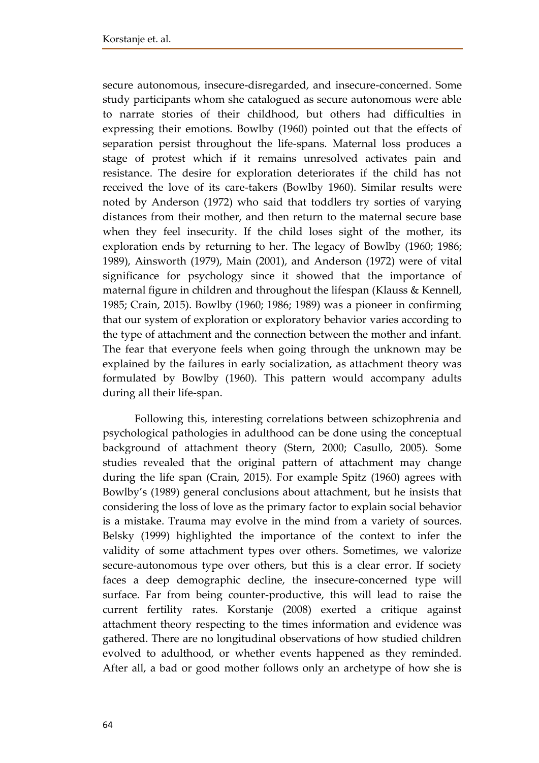secure autonomous, insecure-disregarded, and insecure-concerned. Some study participants whom she catalogued as secure autonomous were able to narrate stories of their childhood, but others had difficulties in expressing their emotions. Bowlby (1960) pointed out that the effects of separation persist throughout the life-spans. Maternal loss produces a stage of protest which if it remains unresolved activates pain and resistance. The desire for exploration deteriorates if the child has not received the love of its care-takers (Bowlby 1960). Similar results were noted by Anderson (1972) who said that toddlers try sorties of varying distances from their mother, and then return to the maternal secure base when they feel insecurity. If the child loses sight of the mother, its exploration ends by returning to her. The legacy of Bowlby (1960; 1986; 1989), Ainsworth (1979), Main (2001), and Anderson (1972) were of vital significance for psychology since it showed that the importance of maternal figure in children and throughout the lifespan (Klauss & Kennell, 1985; Crain, 2015). Bowlby (1960; 1986; 1989) was a pioneer in confirming that our system of exploration or exploratory behavior varies according to the type of attachment and the connection between the mother and infant. The fear that everyone feels when going through the unknown may be explained by the failures in early socialization, as attachment theory was formulated by Bowlby (1960). This pattern would accompany adults during all their life-span.

Following this, interesting correlations between schizophrenia and psychological pathologies in adulthood can be done using the conceptual background of attachment theory (Stern, 2000; Casullo, 2005). Some studies revealed that the original pattern of attachment may change during the life span (Crain, 2015). For example Spitz (1960) agrees with Bowlby's (1989) general conclusions about attachment, but he insists that considering the loss of love as the primary factor to explain social behavior is a mistake. Trauma may evolve in the mind from a variety of sources. Belsky (1999) highlighted the importance of the context to infer the validity of some attachment types over others. Sometimes, we valorize secure-autonomous type over others, but this is a clear error. If society faces a deep demographic decline, the insecure-concerned type will surface. Far from being counter-productive, this will lead to raise the current fertility rates. Korstanje (2008) exerted a critique against attachment theory respecting to the times information and evidence was gathered. There are no longitudinal observations of how studied children evolved to adulthood, or whether events happened as they reminded. After all, a bad or good mother follows only an archetype of how she is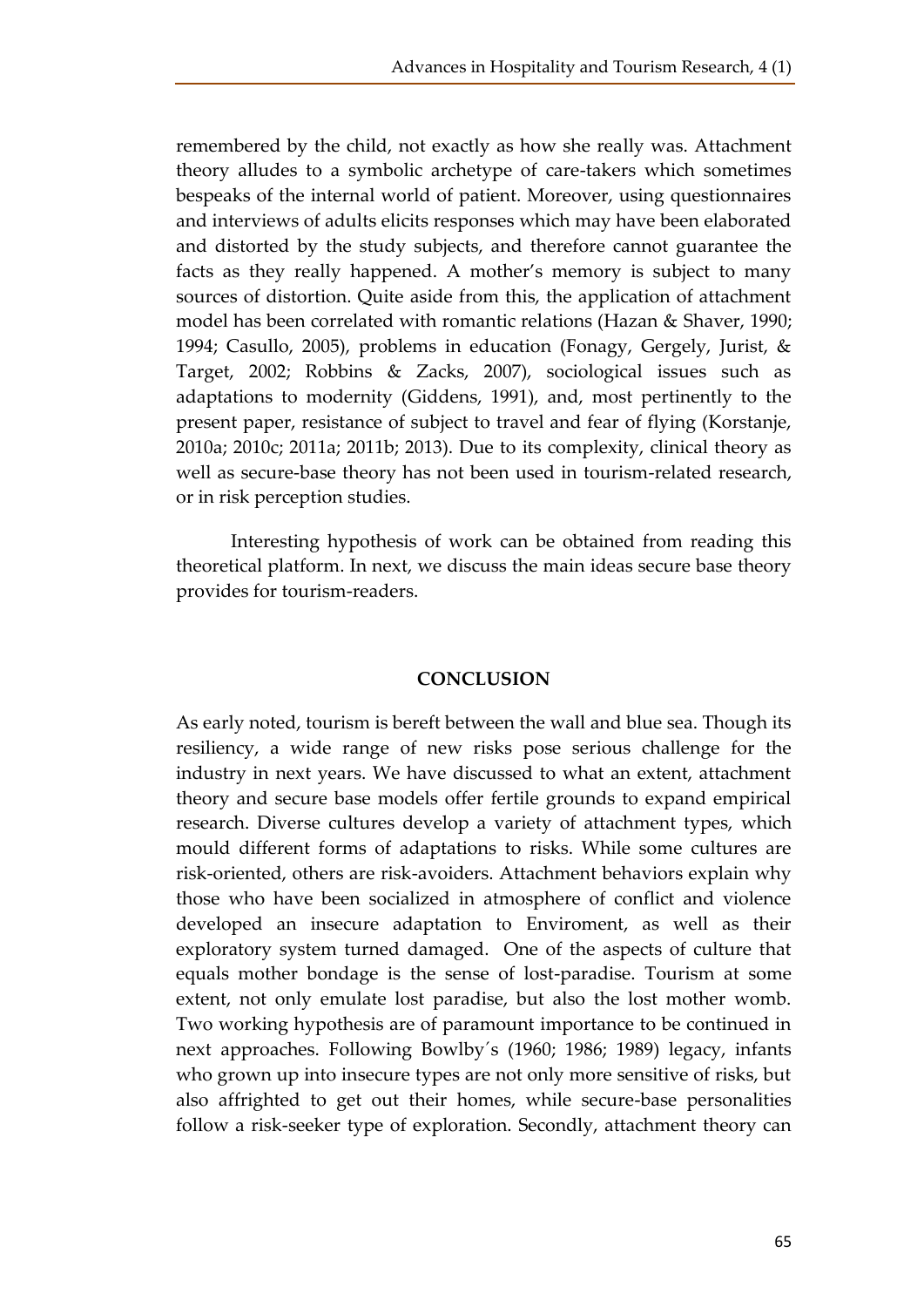remembered by the child, not exactly as how she really was. Attachment theory alludes to a symbolic archetype of care-takers which sometimes bespeaks of the internal world of patient. Moreover, using questionnaires and interviews of adults elicits responses which may have been elaborated and distorted by the study subjects, and therefore cannot guarantee the facts as they really happened. A mother's memory is subject to many sources of distortion. Quite aside from this, the application of attachment model has been correlated with romantic relations (Hazan & Shaver, 1990; 1994; Casullo, 2005), problems in education (Fonagy, Gergely, Jurist, & Target, 2002; Robbins & Zacks, 2007), sociological issues such as adaptations to modernity (Giddens, 1991), and, most pertinently to the present paper, resistance of subject to travel and fear of flying (Korstanje, 2010a; 2010c; 2011a; 2011b; 2013). Due to its complexity, clinical theory as well as secure-base theory has not been used in tourism-related research, or in risk perception studies.

Interesting hypothesis of work can be obtained from reading this theoretical platform. In next, we discuss the main ideas secure base theory provides for tourism-readers.

## CONCLUSION

As early noted, tourism is bereft between the wall and blue sea. Though its resiliency, a wide range of new risks pose serious challenge for the industry in next years. We have discussed to what an extent, attachment theory and secure base models offer fertile grounds to expand empirical research. Diverse cultures develop a variety of attachment types, which mould different forms of adaptations to risks. While some cultures are risk-oriented, others are risk-avoiders. Attachment behaviors explain why those who have been socialized in atmosphere of conflict and violence developed an insecure adaptation to Enviroment, as well as their exploratory system turned damaged. One of the aspects of culture that equals mother bondage is the sense of lost-paradise. Tourism at some extent, not only emulate lost paradise, but also the lost mother womb. Two working hypothesis are of paramount importance to be continued in next approaches. Following Bowlby´s (1960; 1986; 1989) legacy, infants who grown up into insecure types are not only more sensitive of risks, but also affrighted to get out their homes, while secure-base personalities follow a risk-seeker type of exploration. Secondly, attachment theory can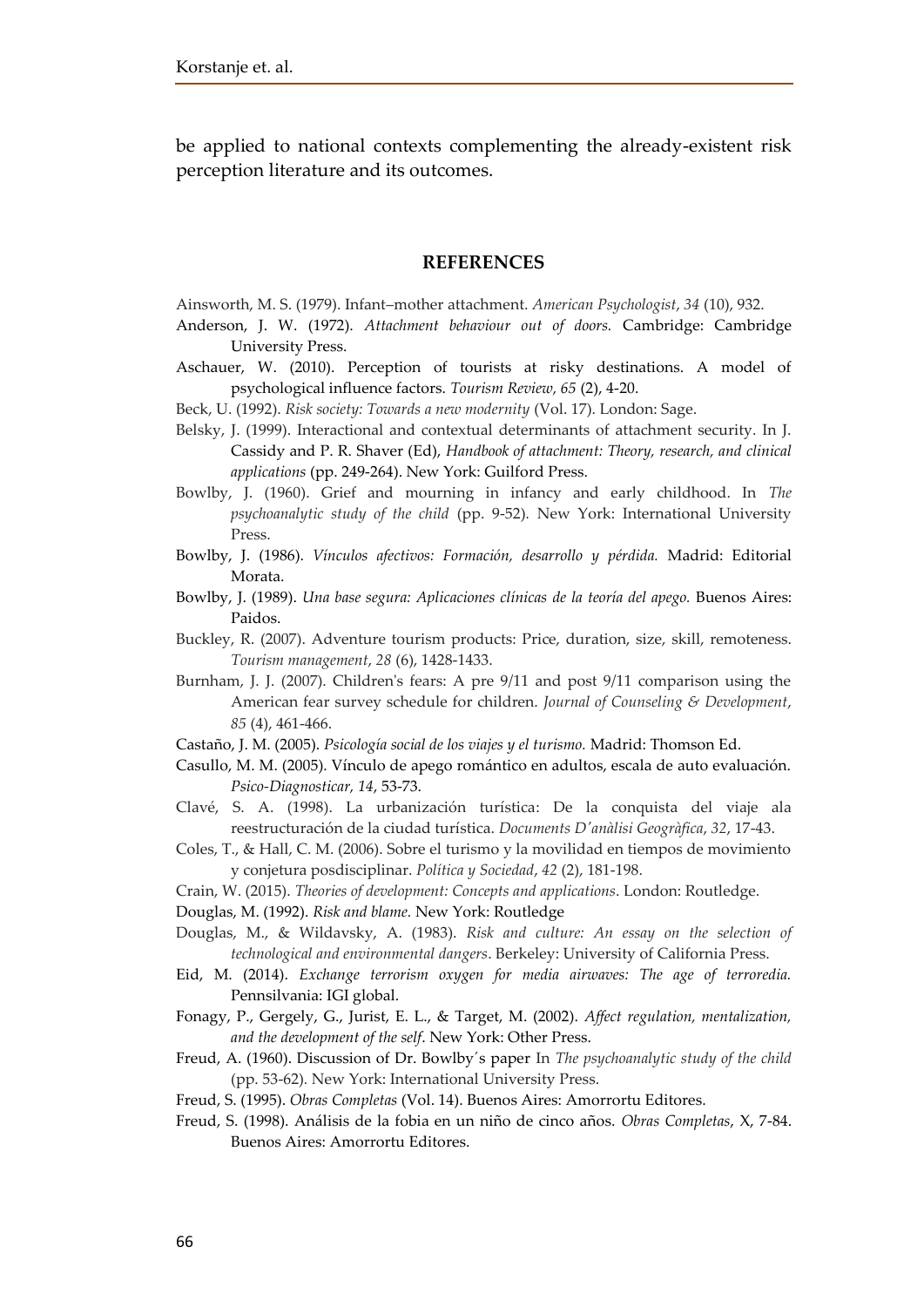be applied to national contexts complementing the already-existent risk perception literature and its outcomes.

## REFERENCES

Ainsworth, M. S. (1979). Infant–mother attachment. *American Psychologist*, *34* (10), 932.

Anderson, J. W. (1972). *Attachment behaviour out of doors.* Cambridge: Cambridge University Press.

Aschauer, W. (2010). Perception of tourists at risky destinations. A model of psychological influence factors. *Tourism Review, 65* (2), 4-20.

Beck, U. (1992). *Risk society: Towards a new modernity* (Vol. 17). London: Sage.

Belsky, J. (1999). Interactional and contextual determinants of attachment security. In J. Cassidy and P. R. Shaver (Ed), *Handbook of attachment: Theory, research, and clinical applications* (pp. 249-264). New York: Guilford Press.

Bowlby, J. (1960). Grief and mourning in infancy and early childhood. In *The psychoanalytic study of the child* (pp. 9-52). New York: International University Press.

Bowlby, J. (1986). *Vínculos afectivos: Formación, desarrollo y pérdida.* Madrid: Editorial Morata.

Bowlby, J. (1989). *Una base segura: Aplicaciones clínicas de la teoría del apego.* Buenos Aires: Paidos.

Buckley, R. (2007). Adventure tourism products: Price, duration, size, skill, remoteness. *Tourism management*, *28* (6), 1428-1433.

Burnham, J. J. (2007). Children's fears: A pre 9/11 and post 9/11 comparison using the American fear survey schedule for children. *Journal of Counseling & Development*, *85* (4), 461-466.

Castaño, J. M. (2005). *Psicología social de los viajes y el turismo.* Madrid: Thomson Ed.

Casullo, M. M. (2005). Vínculo de apego romántico en adultos, escala de auto evaluación. *Psico-Diagnosticar, 14*, 53-73.

Clavé, S. A. (1998). La urbanización turística: De la conquista del viaje ala reestructuración de la ciudad turística. *Documents D´anàlisi Geogràfica*, *32*, 17-43.

Coles, T., & Hall, C. M. (2006). Sobre el turismo y la movilidad en tiempos de movimiento y conjetura posdisciplinar. *Política y Sociedad*, *42* (2), 181-198.

Crain, W. (2015). *Theories of development: Concepts and applications*. London: Routledge.

Douglas, M. (1992). *Risk and blame.* New York: Routledge

Douglas, M., & Wildavsky, A. (1983). *Risk and culture: An essay on the selection of technological and environmental dangers*. Berkeley: University of California Press.

Eid, M. (2014). *Exchange terrorism oxygen for media airwaves: The age of terroredia.* Pennsilvania: IGI global.

Fonagy, P., Gergely, G., Jurist, E. L., & Target, M. (2002). *Affect regulation, mentalization, and the development of the self*. New York: Other Press.

Freud, A. (1960). Discussion of Dr. Bowlby´s paper In *The psychoanalytic study of the child* (pp. 53-62). New York: International University Press.

Freud, S. (1995). *Obras Completas* (Vol. 14). Buenos Aires: Amorrortu Editores.

Freud, S. (1998). Análisis de la fobia en un niño de cinco años. *Obras Completas*, X, 7-84. Buenos Aires: Amorrortu Editores.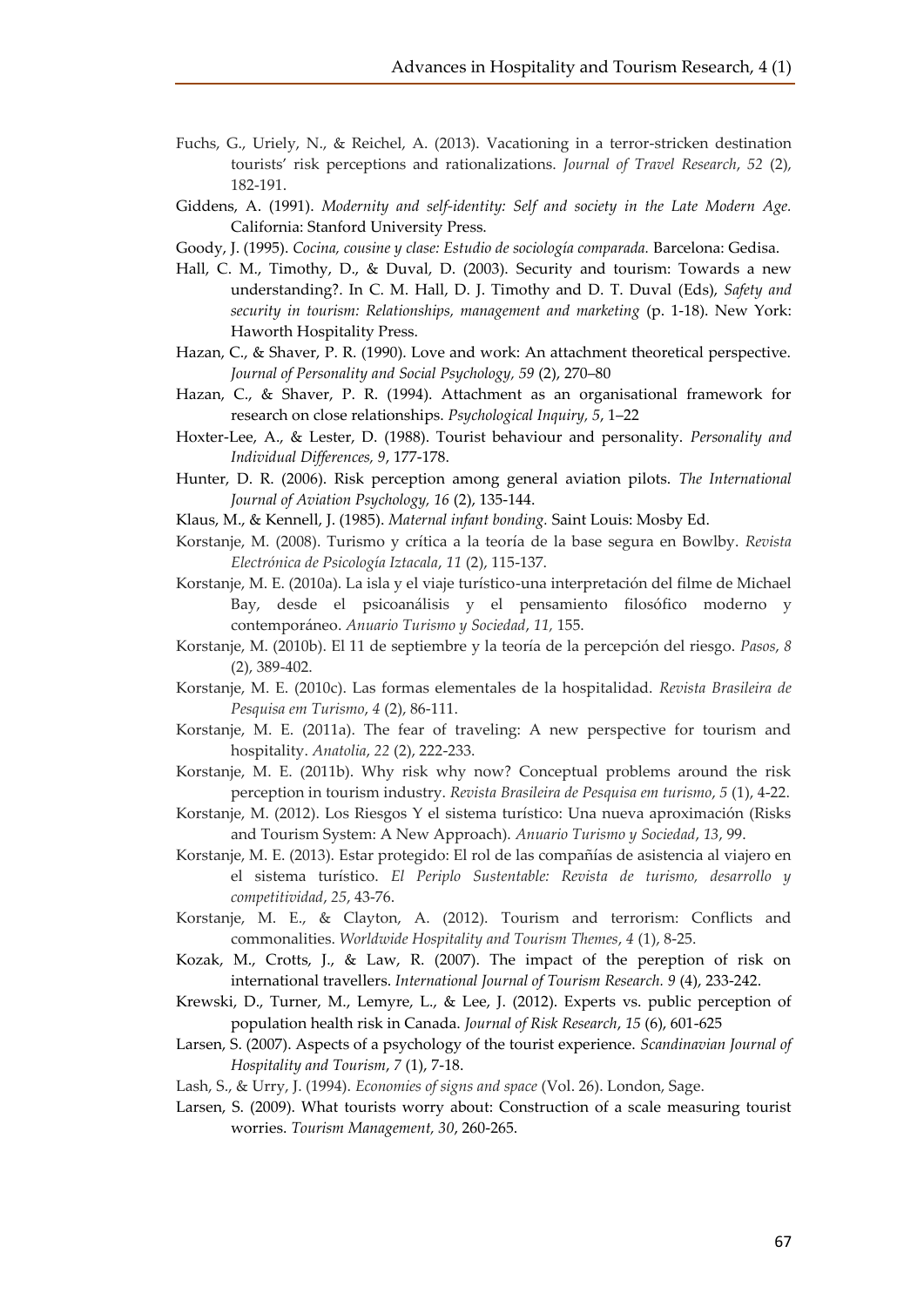Fuchs, G., Uriely, N., & Reichel, A. (2013). Vacationing in a terror-stricken destination tourists' risk perceptions and rationalizations. *Journal of Travel Research*, *52* (2), 182-191.

Giddens, A. (1991). *Modernity and self-identity: Self and society in the Late Modern Age*. California: Stanford University Press.

Goody, J. (1995). *Cocina, cousine y clase: Estudio de sociología comparada.* Barcelona: Gedisa.

Hall, C. M., Timothy, D., & Duval, D. (2003). Security and tourism: Towards a new understanding?. In C. M. Hall, D. J. Timothy and D. T. Duval (Eds), *Safety and security in tourism: Relationships, management and marketing* (p. 1-18). New York: Haworth Hospitality Press.

Hazan, C., & Shaver, P. R. (1990). Love and work: An attachment theoretical perspective. *Journal of Personality and Social Psychology, 59* (2), 270–80

Hazan, C., & Shaver, P. R. (1994). Attachment as an organisational framework for research on close relationships. *Psychological Inquiry*, *5*, 1–22

Hoxter-Lee, A., & Lester, D. (1988). Tourist behaviour and personality. *Personality and Individual Differences, 9*, 177-178.

Hunter, D. R. (2006). Risk perception among general aviation pilots. *The International Journal of Aviation Psychology, 16* (2), 135-144.

Klaus, M., & Kennell, J. (1985). *Maternal infant bonding.* Saint Louis: Mosby Ed.

Korstanje, M. (2008). Turismo y crítica a la teoría de la base segura en Bowlby. *Revista Electrónica de Psicología Iztacala*, *11* (2), 115-137.

Korstanje, M. E. (2010a). La isla y el viaje turístico-una interpretación del filme de Michael Bay, desde el psicoanálisis y el pensamiento filosófico moderno y contemporáneo. *Anuario Turismo y Sociedad*, *11,* 155.

Korstanje, M. (2010b). El 11 de septiembre y la teoría de la percepción del riesgo. *Pasos*, *8* (2), 389-402.

Korstanje, M. E. (2010c). Las formas elementales de la hospitalidad. *Revista Brasileira de Pesquisa em Turismo*, *4* (2), 86-111.

Korstanje, M. E. (2011a). The fear of traveling: A new perspective for tourism and hospitality. *Anatolia*, *22* (2), 222-233.

Korstanje, M. E. (2011b). Why risk why now? Conceptual problems around the risk perception in tourism industry. *Revista Brasileira de Pesquisa em turismo*, *5* (1), 4-22.

Korstanje, M. (2012). Los Riesgos Y el sistema turístico: Una nueva aproximación (Risks and Tourism System: A New Approach). *Anuario Turismo y Sociedad*, *13*, 99.

Korstanje, M. E. (2013). Estar protegido: El rol de las compañías de asistencia al viajero en el sistema turístico. *El Periplo Sustentable: Revista de turismo, desarrollo y competitividad*, *25*, 43-76.

Korstanje, M. E., & Clayton, A. (2012). Tourism and terrorism: Conflicts and commonalities. *Worldwide Hospitality and Tourism Themes*, *4* (1), 8-25.

Kozak, M., Crotts, J., & Law, R. (2007). The impact of the pereption of risk on international travellers. *International Journal of Tourism Research. 9* (4), 233-242.

Krewski, D., Turner, M., Lemyre, L., & Lee, J. (2012). Experts vs. public perception of population health risk in Canada. *Journal of Risk Research*, *15* (6), 601-625

Larsen, S. (2007). Aspects of a psychology of the tourist experience. *Scandinavian Journal of Hospitality and Tourism*, *7* (1), 7-18.

Lash, S., & Urry, J. (1994). *Economies of signs and space* (Vol. 26). London, Sage.

Larsen, S. (2009). What tourists worry about: Construction of a scale measuring tourist worries. *Tourism Management, 30*, 260-265.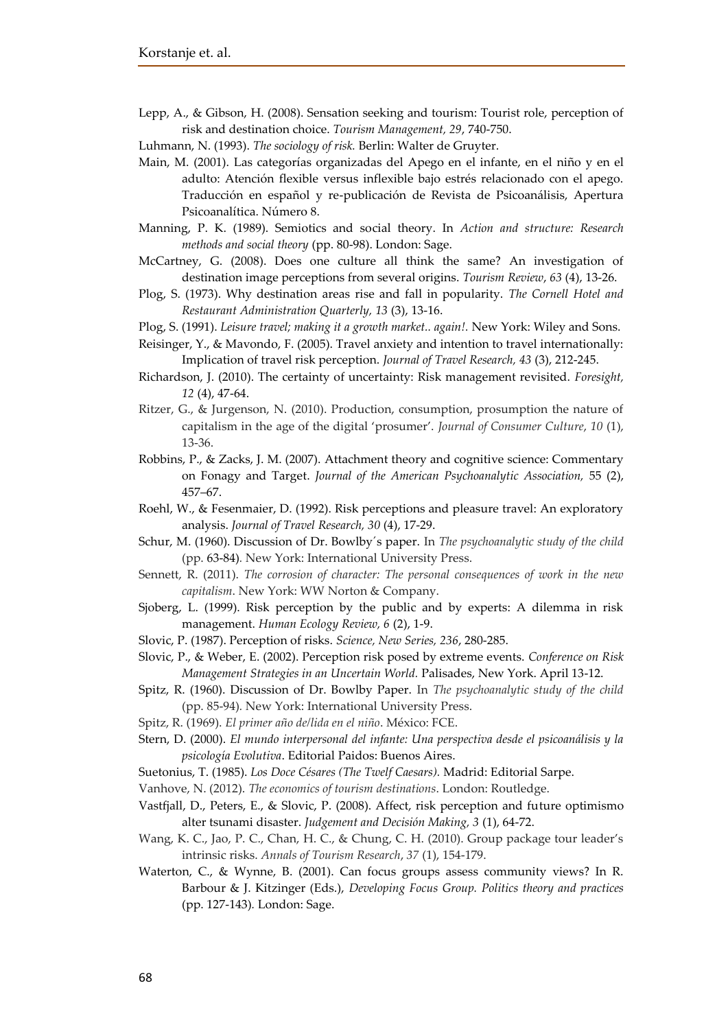Lepp, A., & Gibson, H. (2008). Sensation seeking and tourism: Tourist role, perception of risk and destination choice. *Tourism Management, 29*, 740-750.

Luhmann, N. (1993). *The sociology of risk.* Berlin: Walter de Gruyter.

Main, M. (2001). Las categorías organizadas del Apego en el infante, en el niño y en el adulto: Atención flexible versus inflexible bajo estrés relacionado con el apego. Traducción en español y re-publicación de Revista de Psicoanálisis, Apertura Psicoanalítica. Número 8.

Manning, P. K. (1989). Semiotics and social theory. In *Action and structure: Research methods and social theory* (pp. 80-98). London: Sage.

McCartney, G. (2008). Does one culture all think the same? An investigation of destination image perceptions from several origins. *Tourism Review*, *63* (4), 13-26.

Plog, S. (1973). Why destination areas rise and fall in popularity. *The Cornell Hotel and Restaurant Administration Quarterly, 13* (3), 13-16.

Plog, S. (1991). *Leisure travel; making it a growth market.. again!.* New York: Wiley and Sons.

Reisinger, Y., & Mavondo, F. (2005). Travel anxiety and intention to travel internationally: Implication of travel risk perception. *Journal of Travel Research, 43* (3), 212-245.

Richardson, J. (2010). The certainty of uncertainty: Risk management revisited. *Foresight, 12* (4), 47-64.

Ritzer, G., & Jurgenson, N. (2010). Production, consumption, prosumption the nature of capitalism in the age of the digital 'prosumer'. *Journal of Consumer Culture*, *10* (1), 13-36.

Robbins, P., & Zacks, J. M. (2007). Attachment theory and cognitive science: Commentary on Fonagy and Target. *Journal of the American Psychoanalytic Association,* 55 (2), 457–67.

Roehl, W., & Fesenmaier, D. (1992). Risk perceptions and pleasure travel: An exploratory analysis. *Journal of Travel Research*, *30* (4), 17-29.

Schur, M. (1960). Discussion of Dr. Bowlby´s paper. In *The psychoanalytic study of the child* (pp. 63-84). New York: International University Press.

Sennett, R. (2011). *The corrosion of character: The personal consequences of work in the new capitalism*. New York: WW Norton & Company.

Sjoberg, L. (1999). Risk perception by the public and by experts: A dilemma in risk management. *Human Ecology Review, 6* (2), 1-9.

Slovic, P. (1987). Perception of risks. *Science, New Series, 236*, 280-285.

Slovic, P., & Weber, E. (2002). Perception risk posed by extreme events. *Conference on Risk Management Strategies in an Uncertain World.* Palisades, New York. April 13-12.

Spitz, R. (1960). Discussion of Dr. Bowlby Paper. In *The psychoanalytic study of the child* (pp. 85-94). New York: International University Press.

Spitz, R. (1969). *El primer año de/lida en el niño*. México: FCE.

Stern, D. (2000). *El mundo interpersonal del infante: Una perspectiva desde el psicoanálisis y la psicología Evolutiva*. Editorial Paidos: Buenos Aires.

Suetonius, T. (1985). *Los Doce Césares (The Twelf Caesars).* Madrid: Editorial Sarpe.

Vanhove, N. (2012). *The economics of tourism destinations*. London: Routledge.

Vastfjall, D., Peters, E., & Slovic, P. (2008). Affect, risk perception and future optimismo alter tsunami disaster. *Judgement and Decisión Making, 3* (1), 64-72.

Wang, K. C., Jao, P. C., Chan, H. C., & Chung, C. H. (2010). Group package tour leader's intrinsic risks. *Annals of Tourism Research*, *37* (1), 154-179.

Waterton, C., & Wynne, B. (2001). Can focus groups assess community views? In R. Barbour & J. Kitzinger (Eds.), *Developing Focus Group. Politics theory and practices* (pp. 127-143). London: Sage.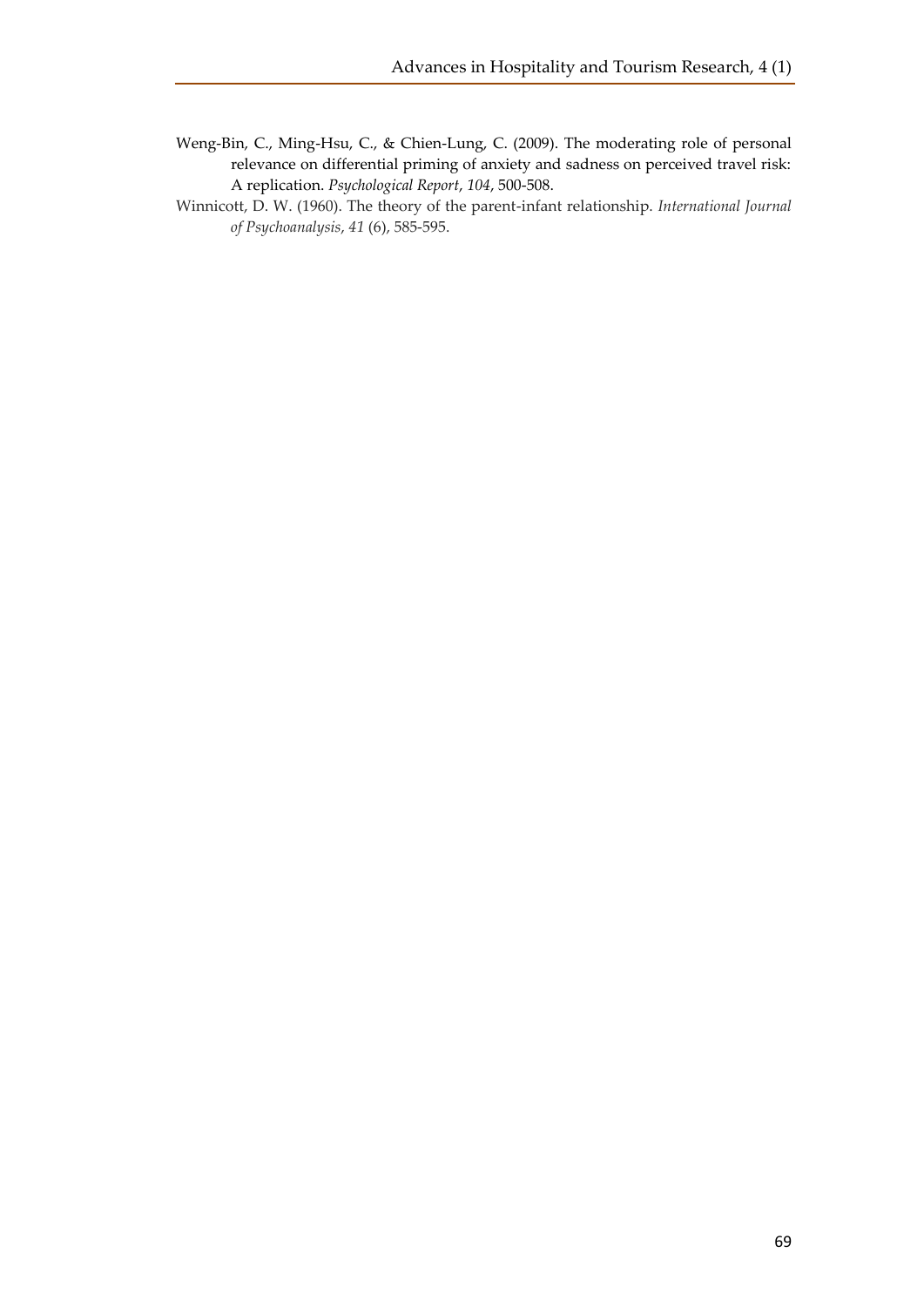Weng-Bin, C., Ming-Hsu, C., & Chien-Lung, C. (2009). The moderating role of personal relevance on differential priming of anxiety and sadness on perceived travel risk: A replication. *Psychological Report*, *104*, 500-508.

Winnicott, D. W. (1960). The theory of the parent-infant relationship. *International Journal of Psychoanalysis*, *41* (6), 585-595.